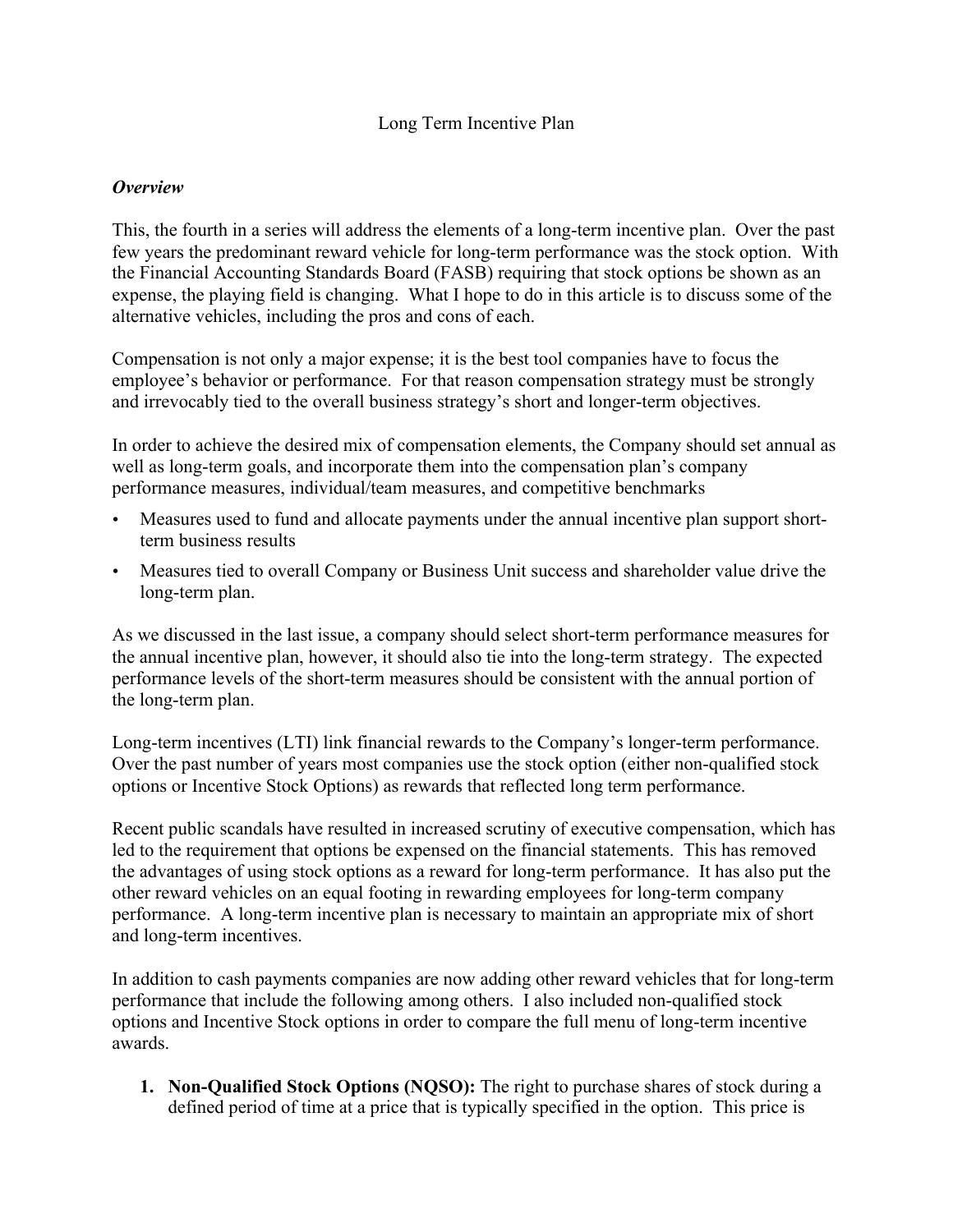# Long Term Incentive Plan

***Overview***

This, the fourth in a series will address the elements of a long-term incentive plan. Over the past few years the predominant reward vehicle for long-term performance was the stock option. With the Financial Accounting Standards Board (FASB) requiring that stock options be shown as an expense, the playing field is changing. What I hope to do in this article is to discuss some of the alternative vehicles, including the pros and cons of each.

Compensation is not only a major expense; it is the best tool companies have to focus the employee's behavior or performance. For that reason compensation strategy must be strongly and irrevocably tied to the overall business strategy's short and longer-term objectives.

In order to achieve the desired mix of compensation elements, the Company should set annual as well as long-term goals, and incorporate them into the compensation plan's company performance measures, individual/team measures, and competitive benchmarks

- Measures used to fund and allocate payments under the annual incentive plan support short-term business results
- Measures tied to overall Company or Business Unit success and shareholder value drive the long-term plan.

As we discussed in the last issue, a company should select short-term performance measures for the annual incentive plan, however, it should also tie into the long-term strategy. The expected performance levels of the short-term measures should be consistent with the annual portion of the long-term plan.

Long-term incentives (LTI) link financial rewards to the Company's longer-term performance. Over the past number of years most companies use the stock option (either non-qualified stock options or Incentive Stock Options) as rewards that reflected long term performance.

Recent public scandals have resulted in increased scrutiny of executive compensation, which has led to the requirement that options be expensed on the financial statements. This has removed the advantages of using stock options as a reward for long-term performance. It has also put the other reward vehicles on an equal footing in rewarding employees for long-term company performance. A long-term incentive plan is necessary to maintain an appropriate mix of short and long-term incentives.

In addition to cash payments companies are now adding other reward vehicles that for long-term performance that include the following among others. I also included non-qualified stock options and Incentive Stock options in order to compare the full menu of long-term incentive awards.

1. **Non-Qualified Stock Options (NQSO):** The right to purchase shares of stock during a defined period of time at a price that is typically specified in the option. This price is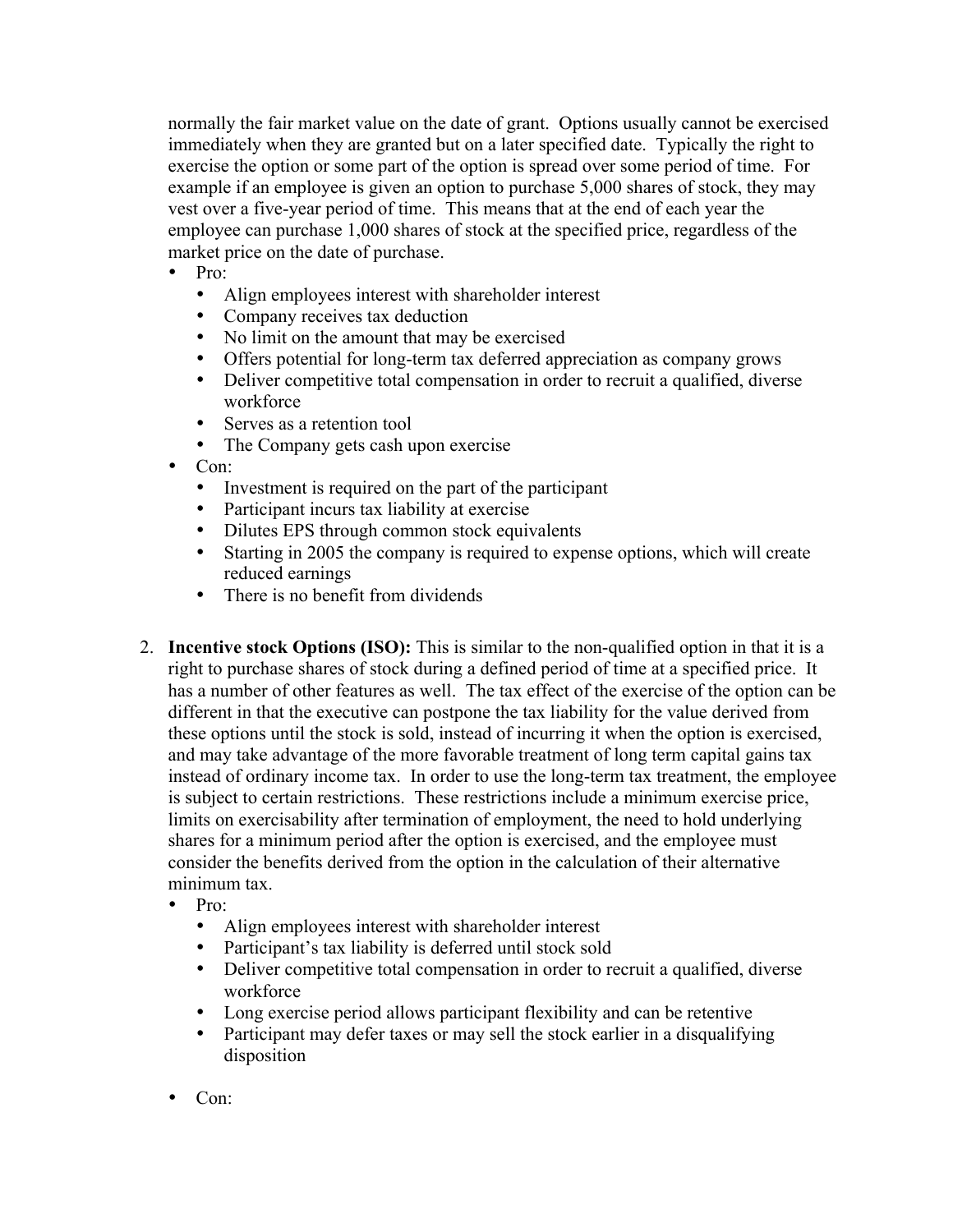normally the fair market value on the date of grant. Options usually cannot be exercised immediately when they are granted but on a later specified date. Typically the right to exercise the option or some part of the option is spread over some period of time. For example if an employee is given an option to purchase 5,000 shares of stock, they may vest over a five-year period of time. This means that at the end of each year the employee can purchase 1,000 shares of stock at the specified price, regardless of the market price on the date of purchase.

- Pro:
  - Align employees interest with shareholder interest
  - Company receives tax deduction
  - No limit on the amount that may be exercised
  - Offers potential for long-term tax deferred appreciation as company grows
  - Deliver competitive total compensation in order to recruit a qualified, diverse workforce
  - Serves as a retention tool
  - The Company gets cash upon exercise
- Con:
  - Investment is required on the part of the participant
  - Participant incurs tax liability at exercise
  - Dilutes EPS through common stock equivalents
  - Starting in 2005 the company is required to expense options, which will create reduced earnings
  - There is no benefit from dividends

2. **Incentive stock Options (ISO):** This is similar to the non-qualified option in that it is a right to purchase shares of stock during a defined period of time at a specified price. It has a number of other features as well. The tax effect of the exercise of the option can be different in that the executive can postpone the tax liability for the value derived from these options until the stock is sold, instead of incurring it when the option is exercised, and may take advantage of the more favorable treatment of long term capital gains tax instead of ordinary income tax. In order to use the long-term tax treatment, the employee is subject to certain restrictions. These restrictions include a minimum exercise price, limits on exercisability after termination of employment, the need to hold underlying shares for a minimum period after the option is exercised, and the employee must consider the benefits derived from the option in the calculation of their alternative minimum tax.
   - Pro:
     - Align employees interest with shareholder interest
     - Participant's tax liability is deferred until stock sold
     - Deliver competitive total compensation in order to recruit a qualified, diverse workforce
     - Long exercise period allows participant flexibility and can be retentive
     - Participant may defer taxes or may sell the stock earlier in a disqualifying disposition
   - Con: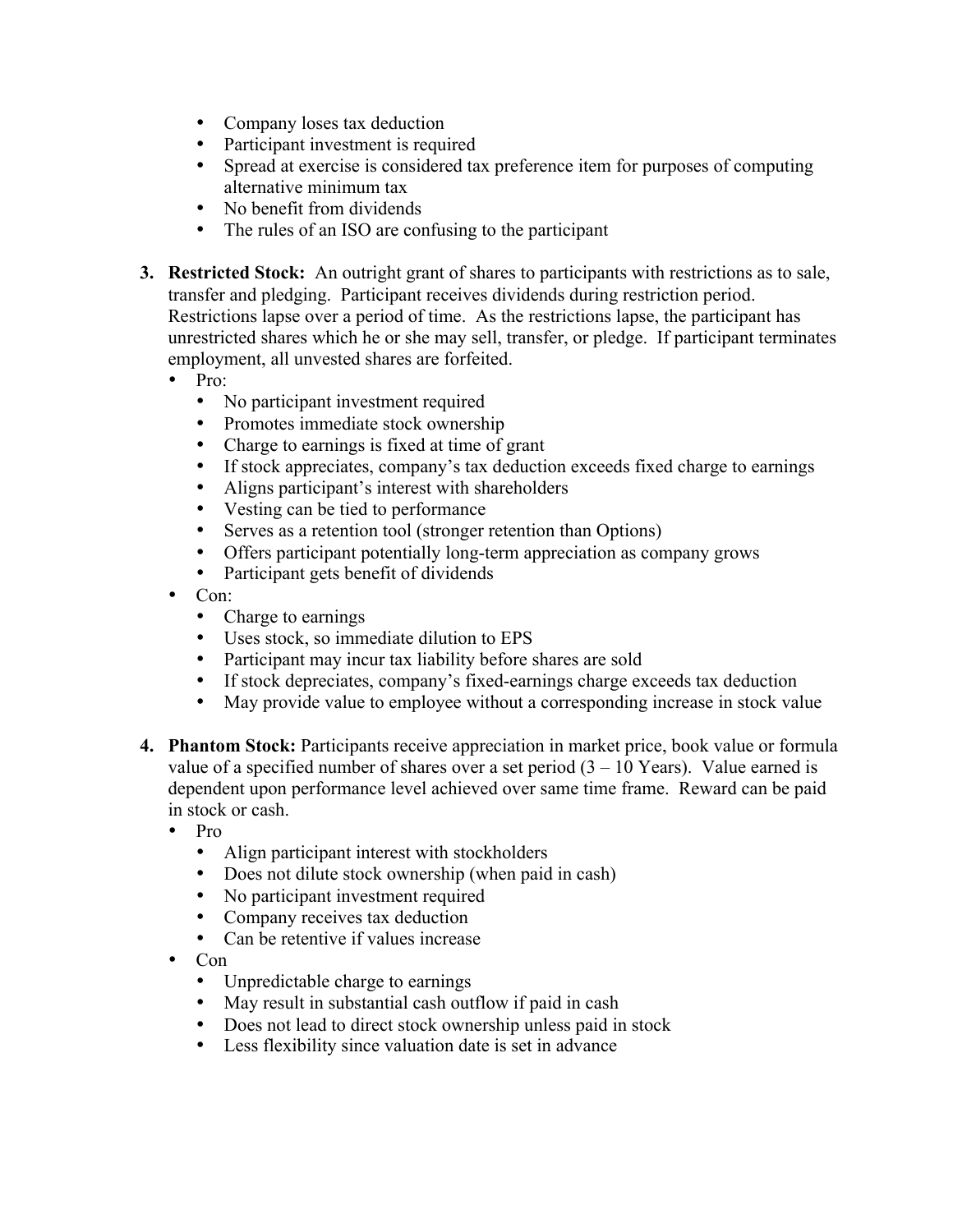- Company loses tax deduction
- Participant investment is required
- Spread at exercise is considered tax preference item for purposes of computing alternative minimum tax
- No benefit from dividends
- The rules of an ISO are confusing to the participant

3. **Restricted Stock:** An outright grant of shares to participants with restrictions as to sale, transfer and pledging. Participant receives dividends during restriction period. Restrictions lapse over a period of time. As the restrictions lapse, the participant has unrestricted shares which he or she may sell, transfer, or pledge. If participant terminates employment, all unvested shares are forfeited.
   - Pro:
     - No participant investment required
     - Promotes immediate stock ownership
     - Charge to earnings is fixed at time of grant
     - If stock appreciates, company's tax deduction exceeds fixed charge to earnings
     - Aligns participant's interest with shareholders
     - Vesting can be tied to performance
     - Serves as a retention tool (stronger retention than Options)
     - Offers participant potentially long-term appreciation as company grows
     - Participant gets benefit of dividends
   - Con:
     - Charge to earnings
     - Uses stock, so immediate dilution to EPS
     - Participant may incur tax liability before shares are sold
     - If stock depreciates, company's fixed-earnings charge exceeds tax deduction
     - May provide value to employee without a corresponding increase in stock value

4. **Phantom Stock:** Participants receive appreciation in market price, book value or formula value of a specified number of shares over a set period (3 – 10 Years). Value earned is dependent upon performance level achieved over same time frame. Reward can be paid in stock or cash.
   - Pro
     - Align participant interest with stockholders
     - Does not dilute stock ownership (when paid in cash)
     - No participant investment required
     - Company receives tax deduction
     - Can be retentive if values increase
   - Con
     - Unpredictable charge to earnings
     - May result in substantial cash outflow if paid in cash
     - Does not lead to direct stock ownership unless paid in stock
     - Less flexibility since valuation date is set in advance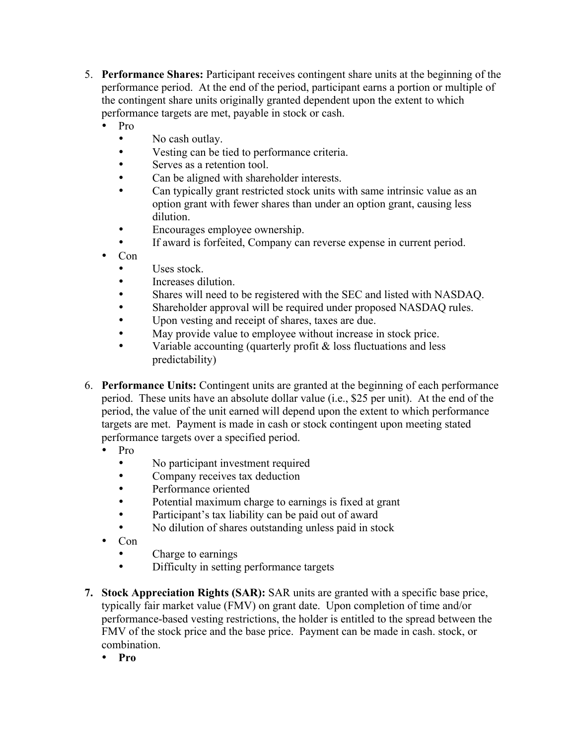5. **Performance Shares:** Participant receives contingent share units at the beginning of the performance period. At the end of the period, participant earns a portion or multiple of the contingent share units originally granted dependent upon the extent to which performance targets are met, payable in stock or cash.
   - Pro
     - No cash outlay.
     - Vesting can be tied to performance criteria.
     - Serves as a retention tool.
     - Can be aligned with shareholder interests.
     - Can typically grant restricted stock units with same intrinsic value as an option grant with fewer shares than under an option grant, causing less dilution.
     - Encourages employee ownership.
     - If award is forfeited, Company can reverse expense in current period.
   - Con
     - Uses stock.
     - Increases dilution.
     - Shares will need to be registered with the SEC and listed with NASDAQ.
     - Shareholder approval will be required under proposed NASDAQ rules.
     - Upon vesting and receipt of shares, taxes are due.
     - May provide value to employee without increase in stock price.
     - Variable accounting (quarterly profit & loss fluctuations and less predictability)

6. **Performance Units:** Contingent units are granted at the beginning of each performance period. These units have an absolute dollar value (i.e., $25 per unit). At the end of the period, the value of the unit earned will depend upon the extent to which performance targets are met. Payment is made in cash or stock contingent upon meeting stated performance targets over a specified period.
   - Pro
     - No participant investment required
     - Company receives tax deduction
     - Performance oriented
     - Potential maximum charge to earnings is fixed at grant
     - Participant's tax liability can be paid out of award
     - No dilution of shares outstanding unless paid in stock
   - Con
     - Charge to earnings
     - Difficulty in setting performance targets

7. **Stock Appreciation Rights (SAR):** SAR units are granted with a specific base price, typically fair market value (FMV) on grant date. Upon completion of time and/or performance-based vesting restrictions, the holder is entitled to the spread between the FMV of the stock price and the base price. Payment can be made in cash. stock, or combination.
   - **Pro**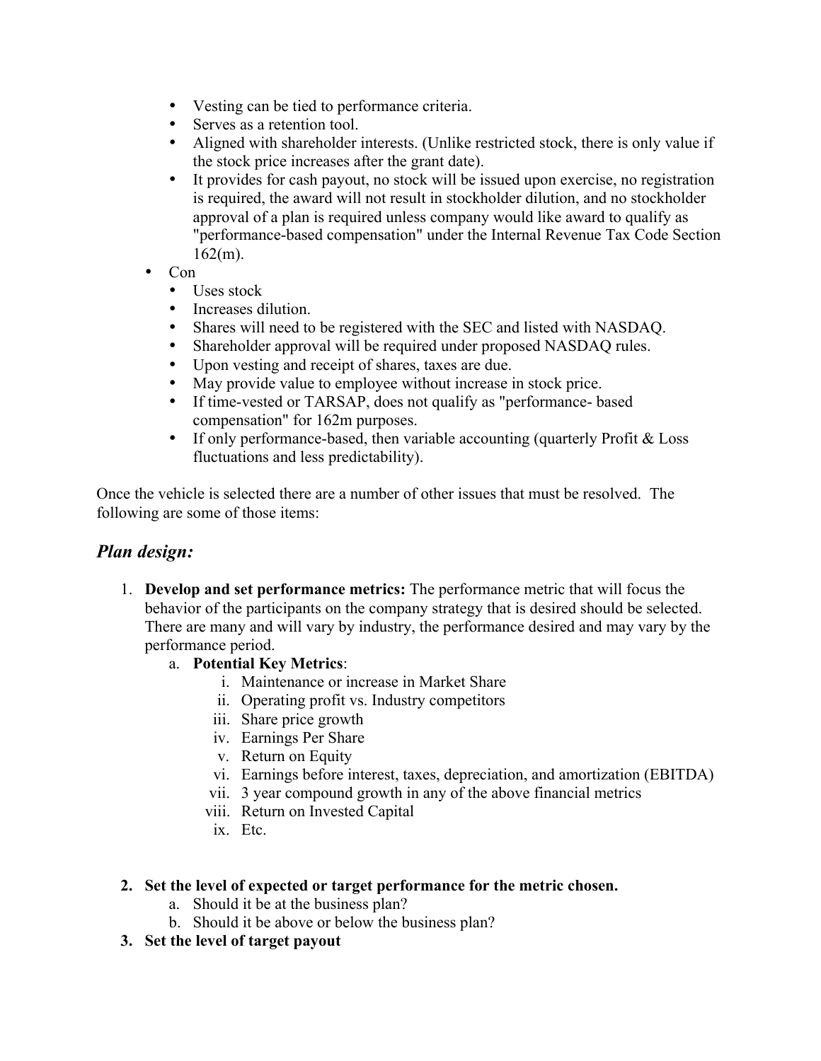- Vesting can be tied to performance criteria.
- Serves as a retention tool.
- Aligned with shareholder interests. (Unlike restricted stock, there is only value if the stock price increases after the grant date).
- It provides for cash payout, no stock will be issued upon exercise, no registration is required, the award will not result in stockholder dilution, and no stockholder approval of a plan is required unless company would like award to qualify as "performance-based compensation" under the Internal Revenue Tax Code Section 162(m).

- Con
  - Uses stock
  - Increases dilution.
  - Shares will need to be registered with the SEC and listed with NASDAQ.
  - Shareholder approval will be required under proposed NASDAQ rules.
  - Upon vesting and receipt of shares, taxes are due.
  - May provide value to employee without increase in stock price.
  - If time-vested or TARSAP, does not qualify as "performance- based compensation" for 162m purposes.
  - If only performance-based, then variable accounting (quarterly Profit & Loss fluctuations and less predictability).

Once the vehicle is selected there are a number of other issues that must be resolved. The following are some of those items:

## *Plan design:*

1. **Develop and set performance metrics:** The performance metric that will focus the behavior of the participants on the company strategy that is desired should be selected. There are many and will vary by industry, the performance desired and may vary by the performance period.
   a. **Potential Key Metrics**:
      i. Maintenance or increase in Market Share
      ii. Operating profit vs. Industry competitors
      iii. Share price growth
      iv. Earnings Per Share
      v. Return on Equity
      vi. Earnings before interest, taxes, depreciation, and amortization (EBITDA)
      vii. 3 year compound growth in any of the above financial metrics
      viii. Return on Invested Capital
      ix. Etc.

2. **Set the level of expected or target performance for the metric chosen.**
   a. Should it be at the business plan?
   b. Should it be above or below the business plan?
3. **Set the level of target payout**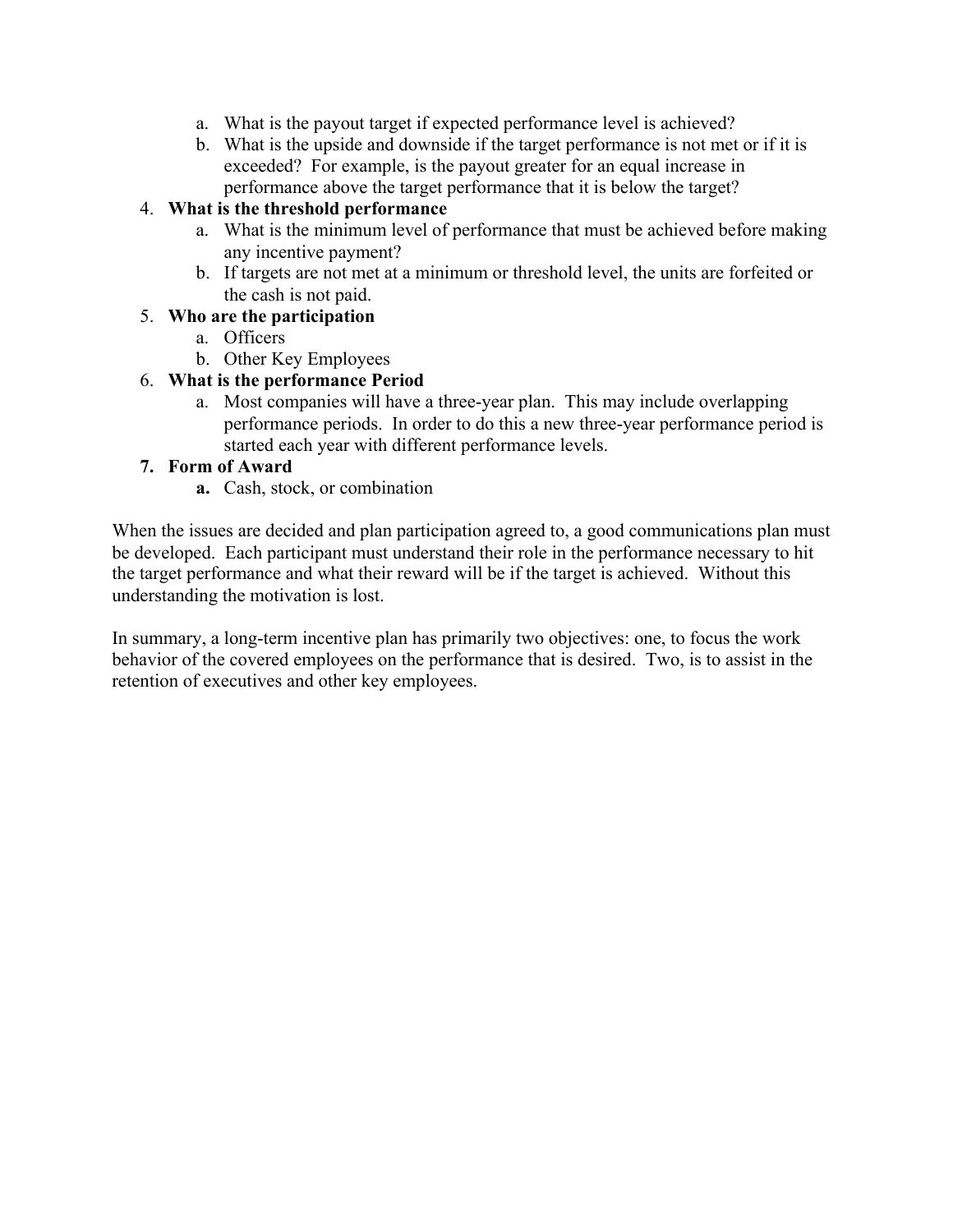a. What is the payout target if expected performance level is achieved?
   b. What is the upside and downside if the target performance is not met or if it is exceeded? For example, is the payout greater for an equal increase in performance above the target performance that it is below the target?

4. **What is the threshold performance**
   a. What is the minimum level of performance that must be achieved before making any incentive payment?
   b. If targets are not met at a minimum or threshold level, the units are forfeited or the cash is not paid.
5. **Who are the participation**
   a. Officers
   b. Other Key Employees
6. **What is the performance Period**
   a. Most companies will have a three-year plan. This may include overlapping performance periods. In order to do this a new three-year performance period is started each year with different performance levels.
7. **Form of Award**
   **a.** Cash, stock, or combination

When the issues are decided and plan participation agreed to, a good communications plan must be developed. Each participant must understand their role in the performance necessary to hit the target performance and what their reward will be if the target is achieved. Without this understanding the motivation is lost.

In summary, a long-term incentive plan has primarily two objectives: one, to focus the work behavior of the covered employees on the performance that is desired. Two, is to assist in the retention of executives and other key employees.